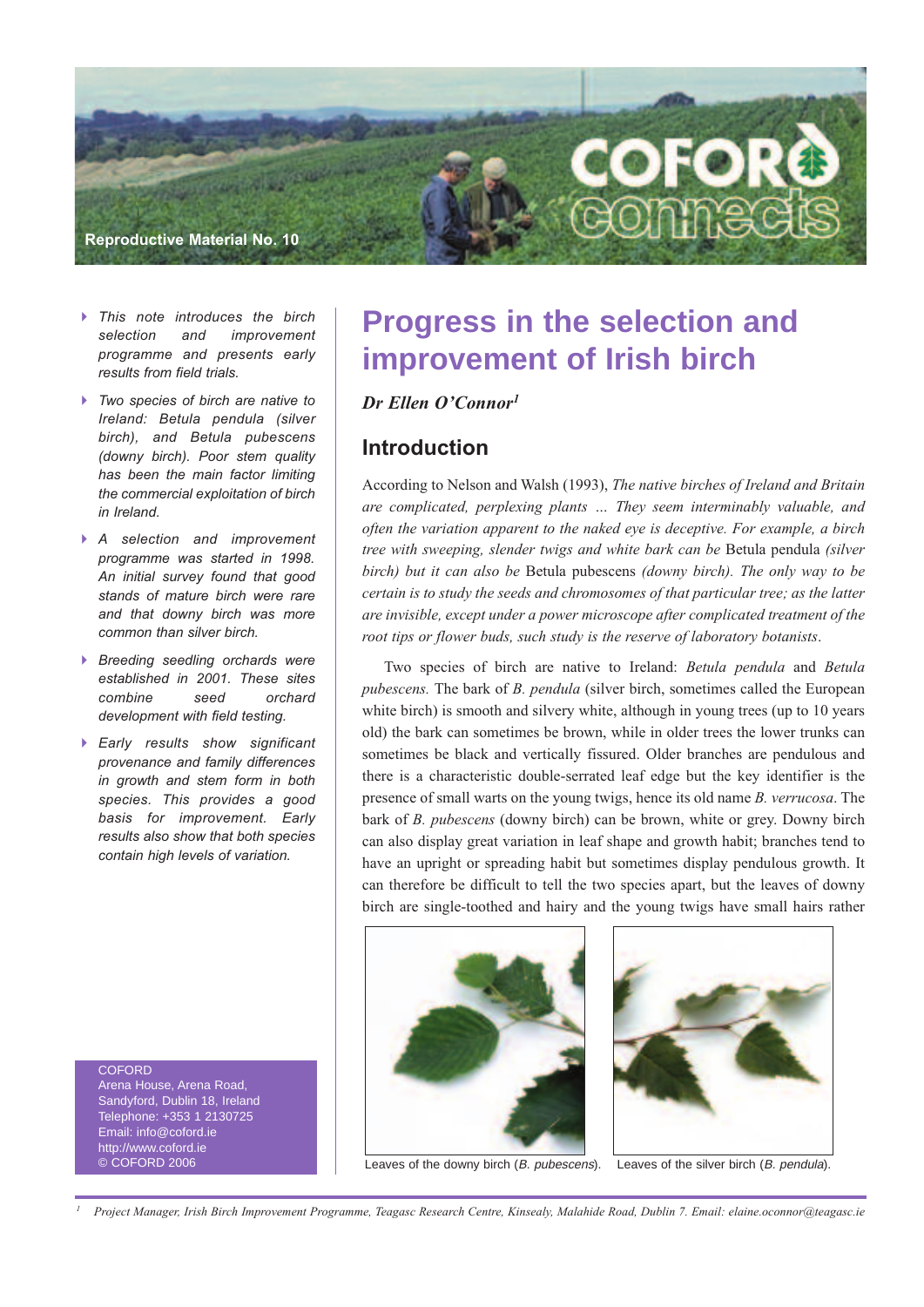Reproductive Material No. 10

- *This note introduces the birch selection and improvement programme and presents early results from field trials.*
- *Two species of birch are native to Ireland: Betula pendula (silver birch), and Betula pubescens (downy birch). Poor stem quality has been the main factor limiting the commercial exploitation of birch in Ireland.*
- *A selection and improvement programme was started in 1998. An initial survey found that good stands of mature birch were rare and that downy birch was more common than silver birch.*
- *Breeding seedling orchards were established in 2001. These sites combine seed orchard development with field testing.*
- *Early results show significant provenance and family differences in growth and stem form in both species. This provides a good basis for improvement. Early results also show that both species contain high levels of variation.*

COFORD
Arena House, Arena Road,
Sandyford, Dublin 18, Ireland
Telephone: +353 1 2130725
Email: info@coford.ie
http://www.coford.ie
© COFORD 2006

# Progress in the selection and improvement of Irish birch

***Dr Ellen O'Connor*[1]**

## Introduction

According to Nelson and Walsh (1993), *The native birches of Ireland and Britain are complicated, perplexing plants ... They seem interminably valuable, and often the variation apparent to the naked eye is deceptive. For example, a birch tree with sweeping, slender twigs and white bark can be* Betula pendula *(silver birch) but it can also be* Betula pubescens *(downy birch). The only way to be certain is to study the seeds and chromosomes of that particular tree; as the latter are invisible, except under a power microscope after complicated treatment of the root tips or flower buds, such study is the reserve of laboratory botanists*.

Two species of birch are native to Ireland: *Betula pendula* and *Betula pubescens.* The bark of *B. pendula* (silver birch, sometimes called the European white birch) is smooth and silvery white, although in young trees (up to 10 years old) the bark can sometimes be brown, while in older trees the lower trunks can sometimes be black and vertically fissured. Older branches are pendulous and there is a characteristic double-serrated leaf edge but the key identifier is the presence of small warts on the young twigs, hence its old name *B. verrucosa*. The bark of *B. pubescens* (downy birch) can be brown, white or grey. Downy birch can also display great variation in leaf shape and growth habit; branches tend to have an upright or spreading habit but sometimes display pendulous growth. It can therefore be difficult to tell the two species apart, but the leaves of downy birch are single-toothed and hairy and the young twigs have small hairs rather

Leaves of the downy birch (*B. pubescens*).

Leaves of the silver birch (*B. pendula*).

[1] *Project Manager, Irish Birch Improvement Programme, Teagasc Research Centre, Kinsealy, Malahide Road, Dublin 7. Email: elaine.oconnor@teagasc.ie*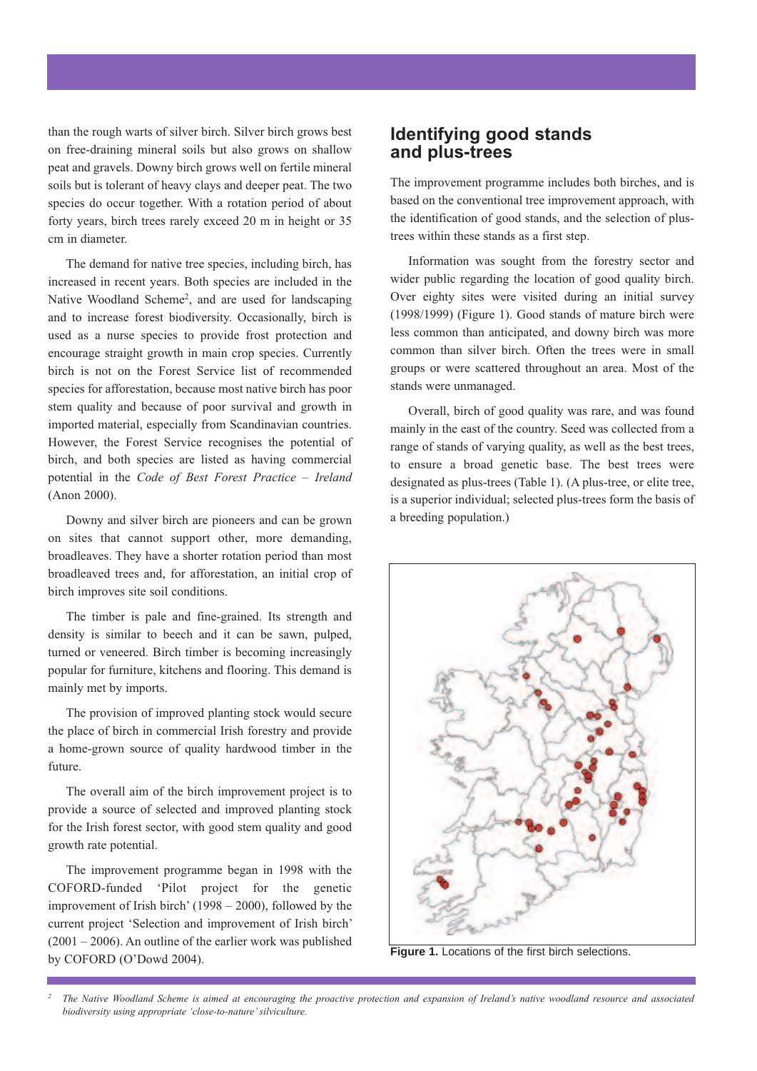than the rough warts of silver birch. Silver birch grows best on free-draining mineral soils but also grows on shallow peat and gravels. Downy birch grows well on fertile mineral soils but is tolerant of heavy clays and deeper peat. The two species do occur together. With a rotation period of about forty years, birch trees rarely exceed 20 m in height or 35 cm in diameter.

The demand for native tree species, including birch, has increased in recent years. Both species are included in the Native Woodland Scheme[2], and are used for landscaping and to increase forest biodiversity. Occasionally, birch is used as a nurse species to provide frost protection and encourage straight growth in main crop species. Currently birch is not on the Forest Service list of recommended species for afforestation, because most native birch has poor stem quality and because of poor survival and growth in imported material, especially from Scandinavian countries. However, the Forest Service recognises the potential of birch, and both species are listed as having commercial potential in the *Code of Best Forest Practice – Ireland* (Anon 2000).

Downy and silver birch are pioneers and can be grown on sites that cannot support other, more demanding, broadleaves. They have a shorter rotation period than most broadleaved trees and, for afforestation, an initial crop of birch improves site soil conditions.

The timber is pale and fine-grained. Its strength and density is similar to beech and it can be sawn, pulped, turned or veneered. Birch timber is becoming increasingly popular for furniture, kitchens and flooring. This demand is mainly met by imports.

The provision of improved planting stock would secure the place of birch in commercial Irish forestry and provide a home-grown source of quality hardwood timber in the future.

The overall aim of the birch improvement project is to provide a source of selected and improved planting stock for the Irish forest sector, with good stem quality and good growth rate potential.

The improvement programme began in 1998 with the COFORD-funded 'Pilot project for the genetic improvement of Irish birch' (1998 – 2000), followed by the current project 'Selection and improvement of Irish birch' (2001 – 2006). An outline of the earlier work was published by COFORD (O'Dowd 2004).

## Identifying good stands and plus-trees

The improvement programme includes both birches, and is based on the conventional tree improvement approach, with the identification of good stands, and the selection of plus-trees within these stands as a first step.

Information was sought from the forestry sector and wider public regarding the location of good quality birch. Over eighty sites were visited during an initial survey (1998/1999) (Figure 1). Good stands of mature birch were less common than anticipated, and downy birch was more common than silver birch. Often the trees were in small groups or were scattered throughout an area. Most of the stands were unmanaged.

Overall, birch of good quality was rare, and was found mainly in the east of the country. Seed was collected from a range of stands of varying quality, as well as the best trees, to ensure a broad genetic base. The best trees were designated as plus-trees (Table 1). (A plus-tree, or elite tree, is a superior individual; selected plus-trees form the basis of a breeding population.)

**Figure 1.** Locations of the first birch selections.

[2] *The Native Woodland Scheme is aimed at encouraging the proactive protection and expansion of Ireland's native woodland resource and associated biodiversity using appropriate 'close-to-nature' silviculture.*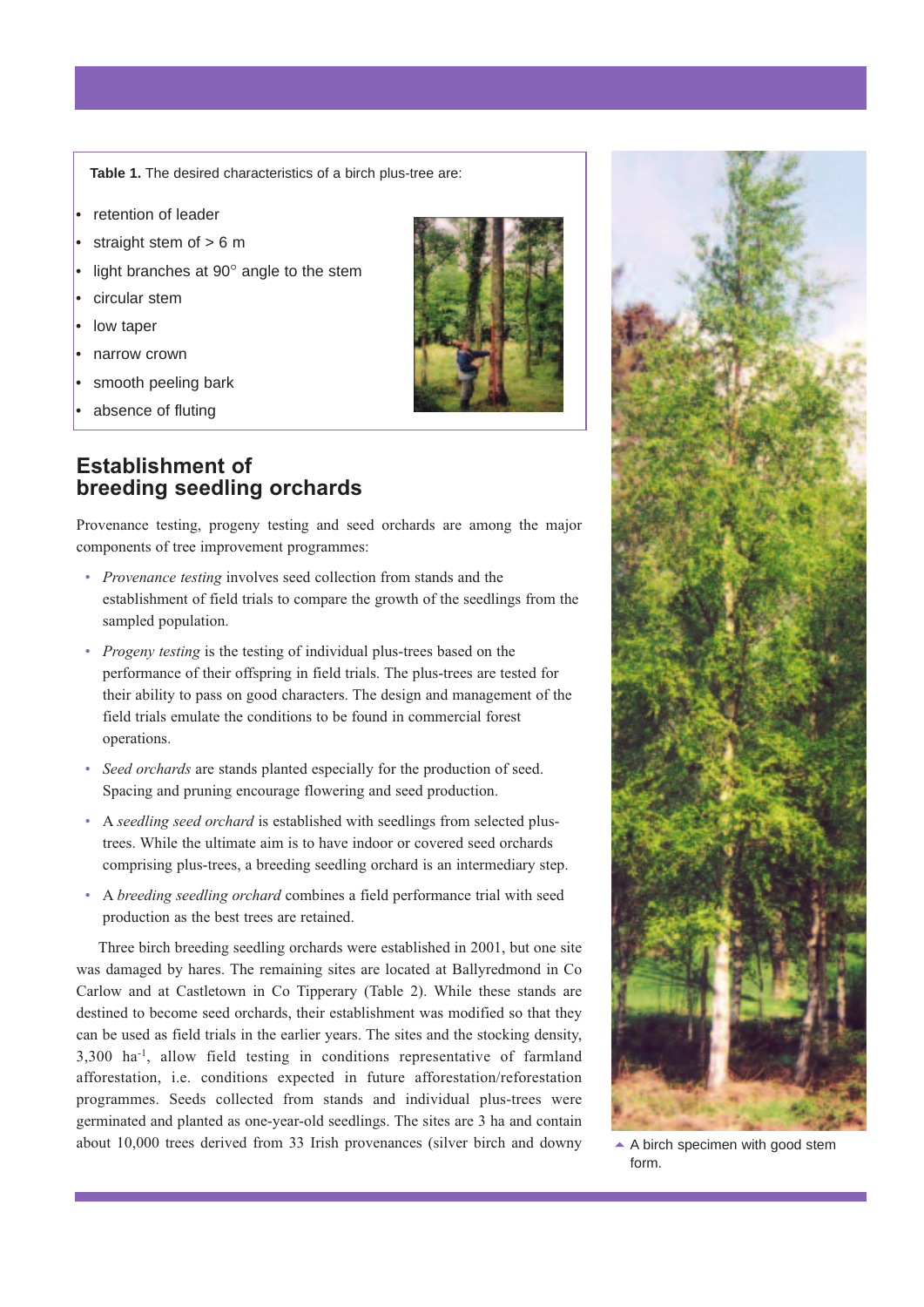**Table 1.** The desired characteristics of a birch plus-tree are:

- retention of leader
- straight stem of > 6 m
- light branches at 90° angle to the stem
- circular stem
- low taper
- narrow crown
- smooth peeling bark
- absence of fluting

## Establishment of breeding seedling orchards

Provenance testing, progeny testing and seed orchards are among the major components of tree improvement programmes:

- *Provenance testing* involves seed collection from stands and the establishment of field trials to compare the growth of the seedlings from the sampled population.
- *Progeny testing* is the testing of individual plus-trees based on the performance of their offspring in field trials. The plus-trees are tested for their ability to pass on good characters. The design and management of the field trials emulate the conditions to be found in commercial forest operations.
- *Seed orchards* are stands planted especially for the production of seed. Spacing and pruning encourage flowering and seed production.
- A *seedling seed orchard* is established with seedlings from selected plus-trees. While the ultimate aim is to have indoor or covered seed orchards comprising plus-trees, a breeding seedling orchard is an intermediary step.
- A *breeding seedling orchard* combines a field performance trial with seed production as the best trees are retained.

Three birch breeding seedling orchards were established in 2001, but one site was damaged by hares. The remaining sites are located at Ballyredmond in Co Carlow and at Castletown in Co Tipperary (Table 2). While these stands are destined to become seed orchards, their establishment was modified so that they can be used as field trials in the earlier years. The sites and the stocking density, 3,300 ha$^{-1}$, allow field testing in conditions representative of farmland afforestation, i.e. conditions expected in future afforestation/reforestation programmes. Seeds collected from stands and individual plus-trees were germinated and planted as one-year-old seedlings. The sites are 3 ha and contain about 10,000 trees derived from 33 Irish provenances (silver birch and downy

A birch specimen with good stem form.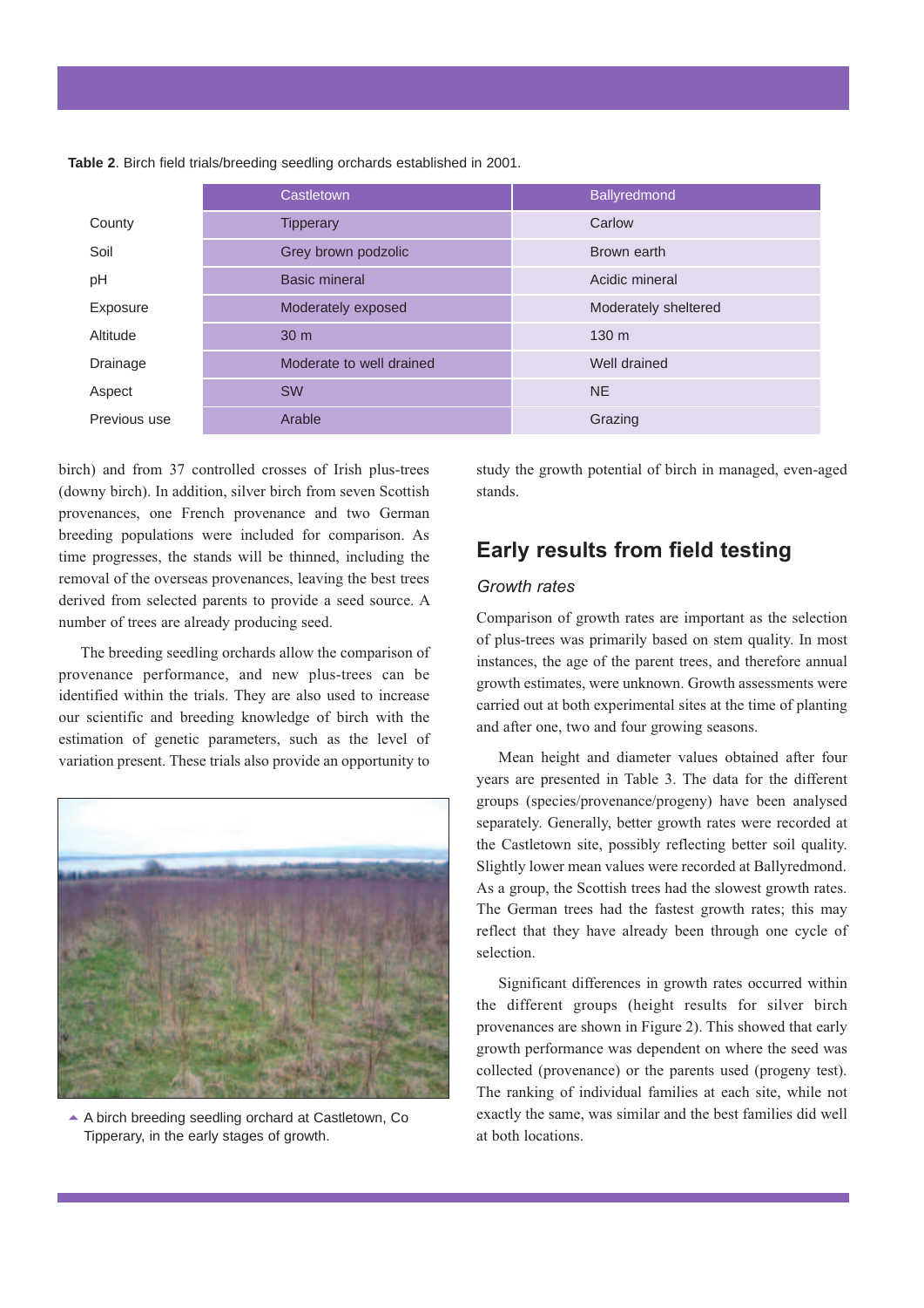**Table 2**. Birch field trials/breeding seedling orchards established in 2001.

| | Castletown | Ballyredmond |
|---|---|---|
| County | Tipperary | Carlow |
| Soil | Grey brown podzolic | Brown earth |
| pH | Basic mineral | Acidic mineral |
| Exposure | Moderately exposed | Moderately sheltered |
| Altitude | 30 m | 130 m |
| Drainage | Moderate to well drained | Well drained |
| Aspect | SW | NE |
| Previous use | Arable | Grazing |

birch) and from 37 controlled crosses of Irish plus-trees (downy birch). In addition, silver birch from seven Scottish provenances, one French provenance and two German breeding populations were included for comparison. As time progresses, the stands will be thinned, including the removal of the overseas provenances, leaving the best trees derived from selected parents to provide a seed source. A number of trees are already producing seed.

The breeding seedling orchards allow the comparison of provenance performance, and new plus-trees can be identified within the trials. They are also used to increase our scientific and breeding knowledge of birch with the estimation of genetic parameters, such as the level of variation present. These trials also provide an opportunity to study the growth potential of birch in managed, even-aged stands.

A birch breeding seedling orchard at Castletown, Co Tipperary, in the early stages of growth.

## Early results from field testing

### *Growth rates*

Comparison of growth rates are important as the selection of plus-trees was primarily based on stem quality. In most instances, the age of the parent trees, and therefore annual growth estimates, were unknown. Growth assessments were carried out at both experimental sites at the time of planting and after one, two and four growing seasons.

Mean height and diameter values obtained after four years are presented in Table 3. The data for the different groups (species/provenance/progeny) have been analysed separately. Generally, better growth rates were recorded at the Castletown site, possibly reflecting better soil quality. Slightly lower mean values were recorded at Ballyredmond. As a group, the Scottish trees had the slowest growth rates. The German trees had the fastest growth rates; this may reflect that they have already been through one cycle of selection.

Significant differences in growth rates occurred within the different groups (height results for silver birch provenances are shown in Figure 2). This showed that early growth performance was dependent on where the seed was collected (provenance) or the parents used (progeny test). The ranking of individual families at each site, while not exactly the same, was similar and the best families did well at both locations.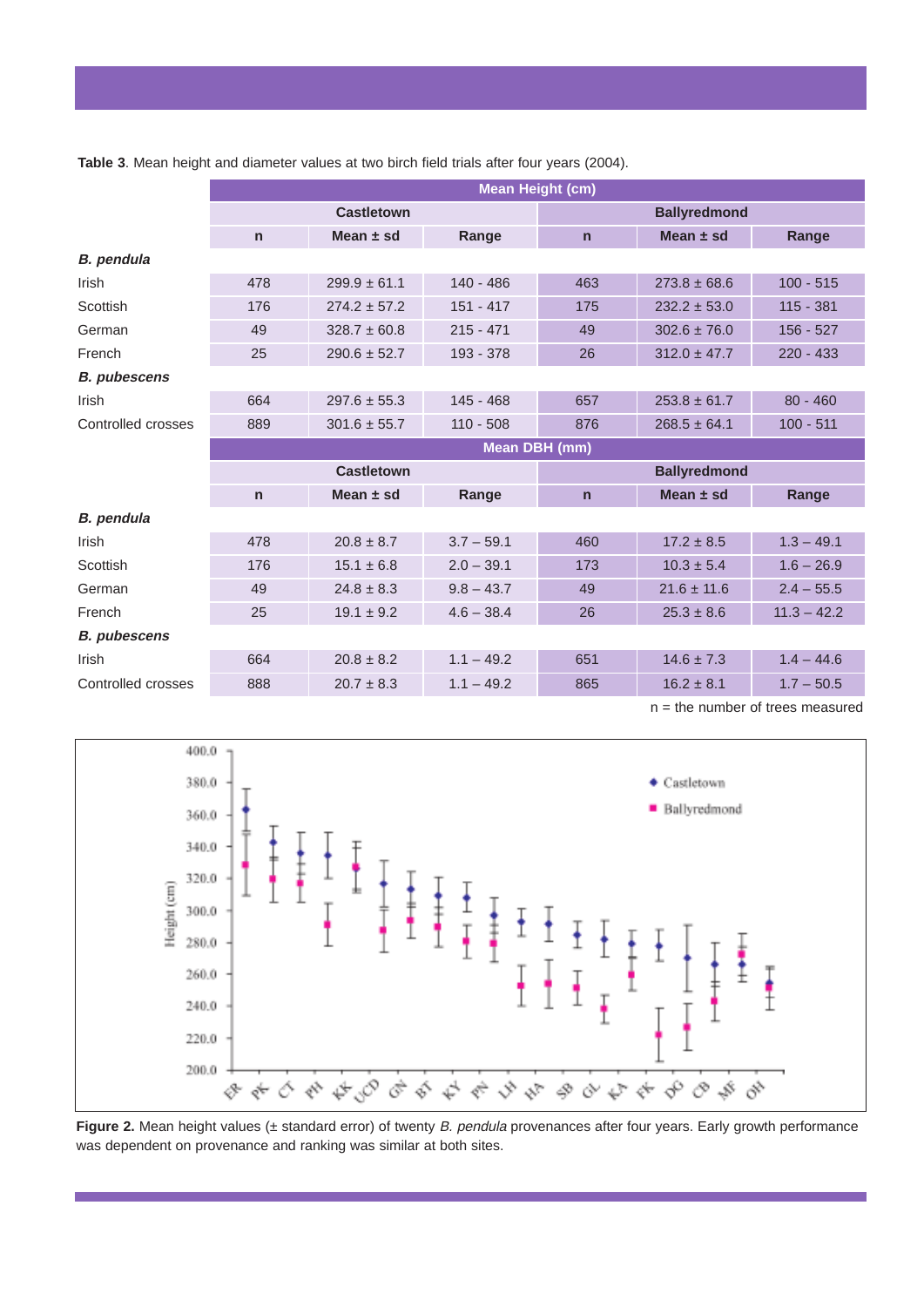**Table 3**. Mean height and diameter values at two birch field trials after four years (2004).

| | Mean Height (cm) | | | | | |
|---|---|---|---|---|---|---|
| | Castletown | | | Ballyredmond | | |
| | n | Mean ± sd | Range | n | Mean ± sd | Range |
| ***B. pendula*** | | | | | | |
| Irish | 478 | 299.9 ± 61.1 | 140 - 486 | 463 | 273.8 ± 68.6 | 100 - 515 |
| Scottish | 176 | 274.2 ± 57.2 | 151 - 417 | 175 | 232.2 ± 53.0 | 115 - 381 |
| German | 49 | 328.7 ± 60.8 | 215 - 471 | 49 | 302.6 ± 76.0 | 156 - 527 |
| French | 25 | 290.6 ± 52.7 | 193 - 378 | 26 | 312.0 ± 47.7 | 220 - 433 |
| ***B. pubescens*** | | | | | | |
| Irish | 664 | 297.6 ± 55.3 | 145 - 468 | 657 | 253.8 ± 61.7 | 80 - 460 |
| Controlled crosses | 889 | 301.6 ± 55.7 | 110 - 508 | 876 | 268.5 ± 64.1 | 100 - 511 |
| | **Mean DBH (mm)** | | | | | |
| | **Castletown** | | | **Ballyredmond** | | |
| | **n** | **Mean ± sd** | **Range** | **n** | **Mean ± sd** | **Range** |
| ***B. pendula*** | | | | | | |
| Irish | 478 | 20.8 ± 8.7 | 3.7 – 59.1 | 460 | 17.2 ± 8.5 | 1.3 – 49.1 |
| Scottish | 176 | 15.1 ± 6.8 | 2.0 – 39.1 | 173 | 10.3 ± 5.4 | 1.6 – 26.9 |
| German | 49 | 24.8 ± 8.3 | 9.8 – 43.7 | 49 | 21.6 ± 11.6 | 2.4 – 55.5 |
| French | 25 | 19.1 ± 9.2 | 4.6 – 38.4 | 26 | 25.3 ± 8.6 | 11.3 – 42.2 |
| ***B. pubescens*** | | | | | | |
| Irish | 664 | 20.8 ± 8.2 | 1.1 – 49.2 | 651 | 14.6 ± 7.3 | 1.4 – 44.6 |
| Controlled crosses | 888 | 20.7 ± 8.3 | 1.1 – 49.2 | 865 | 16.2 ± 8.1 | 1.7 – 50.5 |

n = the number of trees measured

**Figure 2.** Mean height values (± standard error) of twenty *B. pendula* provenances after four years. Early growth performance was dependent on provenance and ranking was similar at both sites.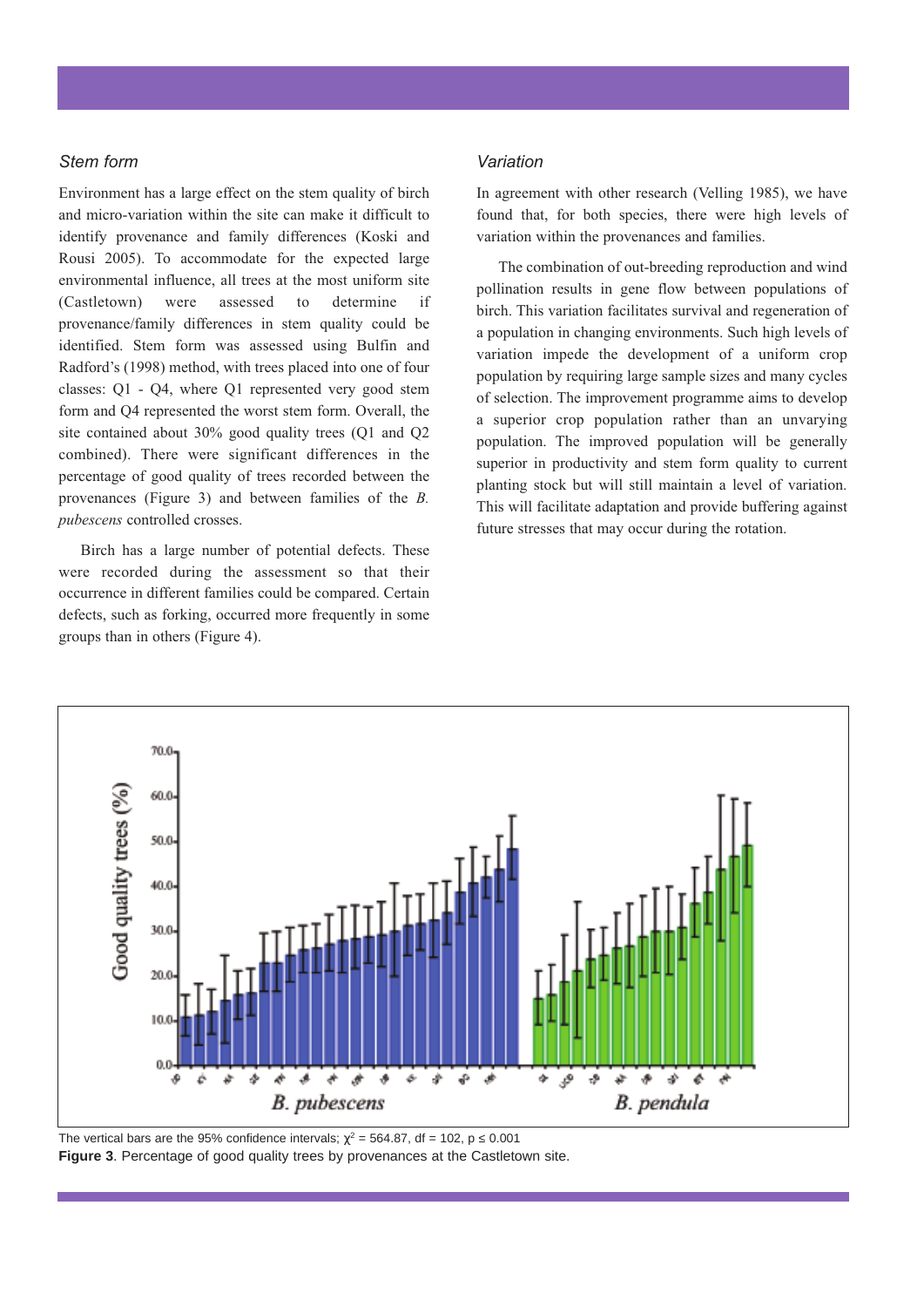### *Stem form*

Environment has a large effect on the stem quality of birch and micro-variation within the site can make it difficult to identify provenance and family differences (Koski and Rousi 2005). To accommodate for the expected large environmental influence, all trees at the most uniform site (Castletown) were assessed to determine if provenance/family differences in stem quality could be identified. Stem form was assessed using Bulfin and Radford's (1998) method, with trees placed into one of four classes: Q1 - Q4, where Q1 represented very good stem form and Q4 represented the worst stem form. Overall, the site contained about 30% good quality trees (Q1 and Q2 combined). There were significant differences in the percentage of good quality of trees recorded between the provenances (Figure 3) and between families of the *B. pubescens* controlled crosses.

Birch has a large number of potential defects. These were recorded during the assessment so that their occurrence in different families could be compared. Certain defects, such as forking, occurred more frequently in some groups than in others (Figure 4).

### *Variation*

In agreement with other research (Velling 1985), we have found that, for both species, there were high levels of variation within the provenances and families.

The combination of out-breeding reproduction and wind pollination results in gene flow between populations of birch. This variation facilitates survival and regeneration of a population in changing environments. Such high levels of variation impede the development of a uniform crop population by requiring large sample sizes and many cycles of selection. The improvement programme aims to develop a superior crop population rather than an unvarying population. The improved population will be generally superior in productivity and stem form quality to current planting stock but will still maintain a level of variation. This will facilitate adaptation and provide buffering against future stresses that may occur during the rotation.

The vertical bars are the 95% confidence intervals; $\chi^2 = 564.87$, df = 102, $p \leq 0.001$

**Figure 3**. Percentage of good quality trees by provenances at the Castletown site.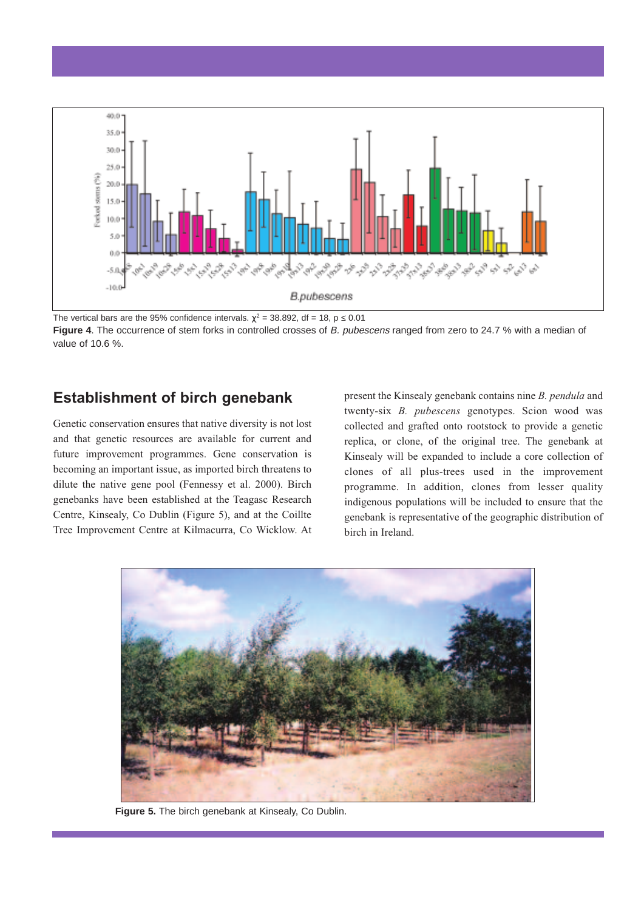The vertical bars are the 95% confidence intervals. $\chi^2 = 38.892$, df = 18, $p \leq 0.01$

**Figure 4**. The occurrence of stem forks in controlled crosses of *B. pubescens* ranged from zero to 24.7 % with a median of value of 10.6 %.

## Establishment of birch genebank

Genetic conservation ensures that native diversity is not lost and that genetic resources are available for current and future improvement programmes. Gene conservation is becoming an important issue, as imported birch threatens to dilute the native gene pool (Fennessy et al. 2000). Birch genebanks have been established at the Teagasc Research Centre, Kinsealy, Co Dublin (Figure 5), and at the Coillte Tree Improvement Centre at Kilmacurra, Co Wicklow. At present the Kinsealy genebank contains nine *B. pendula* and twenty-six *B. pubescens* genotypes. Scion wood was collected and grafted onto rootstock to provide a genetic replica, or clone, of the original tree. The genebank at Kinsealy will be expanded to include a core collection of clones of all plus-trees used in the improvement programme. In addition, clones from lesser quality indigenous populations will be included to ensure that the genebank is representative of the geographic distribution of birch in Ireland.

**Figure 5.** The birch genebank at Kinsealy, Co Dublin.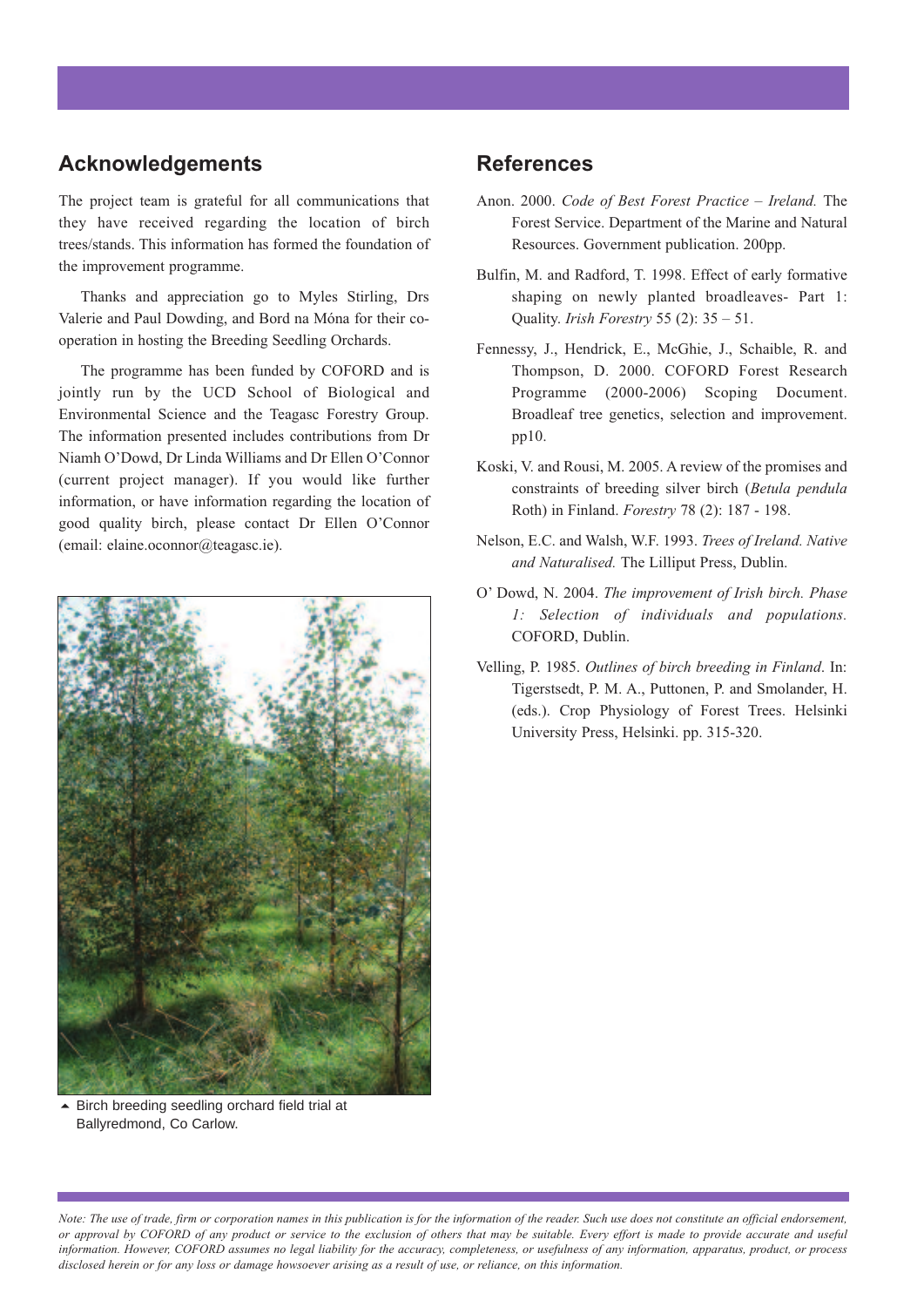## Acknowledgements

The project team is grateful for all communications that they have received regarding the location of birch trees/stands. This information has formed the foundation of the improvement programme.

Thanks and appreciation go to Myles Stirling, Drs Valerie and Paul Dowding, and Bord na Móna for their co-operation in hosting the Breeding Seedling Orchards.

The programme has been funded by COFORD and is jointly run by the UCD School of Biological and Environmental Science and the Teagasc Forestry Group. The information presented includes contributions from Dr Niamh O'Dowd, Dr Linda Williams and Dr Ellen O'Connor (current project manager). If you would like further information, or have information regarding the location of good quality birch, please contact Dr Ellen O'Connor (email: elaine.oconnor@teagasc.ie).

▲ Birch breeding seedling orchard field trial at Ballyredmond, Co Carlow.

## References

Anon. 2000. *Code of Best Forest Practice – Ireland.* The Forest Service. Department of the Marine and Natural Resources. Government publication. 200pp.

Bulfin, M. and Radford, T. 1998. Effect of early formative shaping on newly planted broadleaves- Part 1: Quality. *Irish Forestry* 55 (2): 35 – 51.

Fennessy, J., Hendrick, E., McGhie, J., Schaible, R. and Thompson, D. 2000. COFORD Forest Research Programme (2000-2006) Scoping Document. Broadleaf tree genetics, selection and improvement. pp10.

Koski, V. and Rousi, M. 2005. A review of the promises and constraints of breeding silver birch (*Betula pendula* Roth) in Finland. *Forestry* 78 (2): 187 - 198.

Nelson, E.C. and Walsh, W.F. 1993. *Trees of Ireland. Native and Naturalised.* The Lilliput Press, Dublin.

O' Dowd, N. 2004. *The improvement of Irish birch. Phase 1: Selection of individuals and populations.* COFORD, Dublin.

Velling, P. 1985. *Outlines of birch breeding in Finland*. In: Tigerstsedt, P. M. A., Puttonen, P. and Smolander, H. (eds.). Crop Physiology of Forest Trees. Helsinki University Press, Helsinki. pp. 315-320.

*Note: The use of trade, firm or corporation names in this publication is for the information of the reader. Such use does not constitute an official endorsement, or approval by COFORD of any product or service to the exclusion of others that may be suitable. Every effort is made to provide accurate and useful information. However, COFORD assumes no legal liability for the accuracy, completeness, or usefulness of any information, apparatus, product, or process disclosed herein or for any loss or damage howsoever arising as a result of use, or reliance, on this information.*